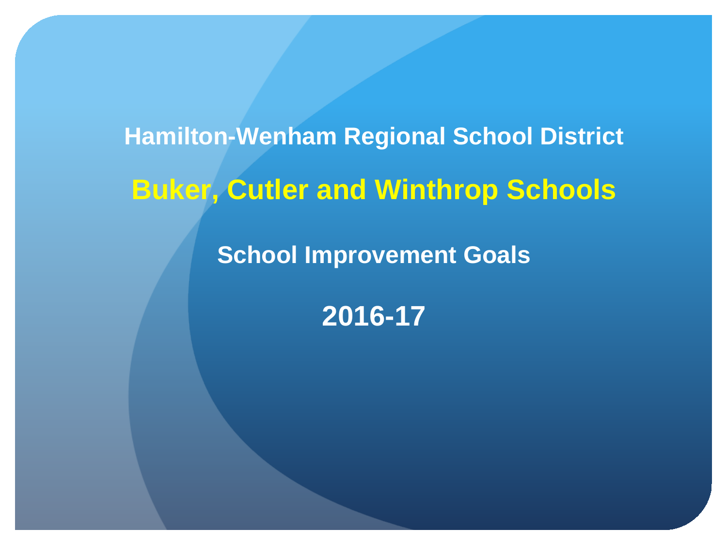# Hamilton-Wenham Regional School District

## Buker, Cutler and Winthrop Schools

## School Improvement Goals

## 2016-17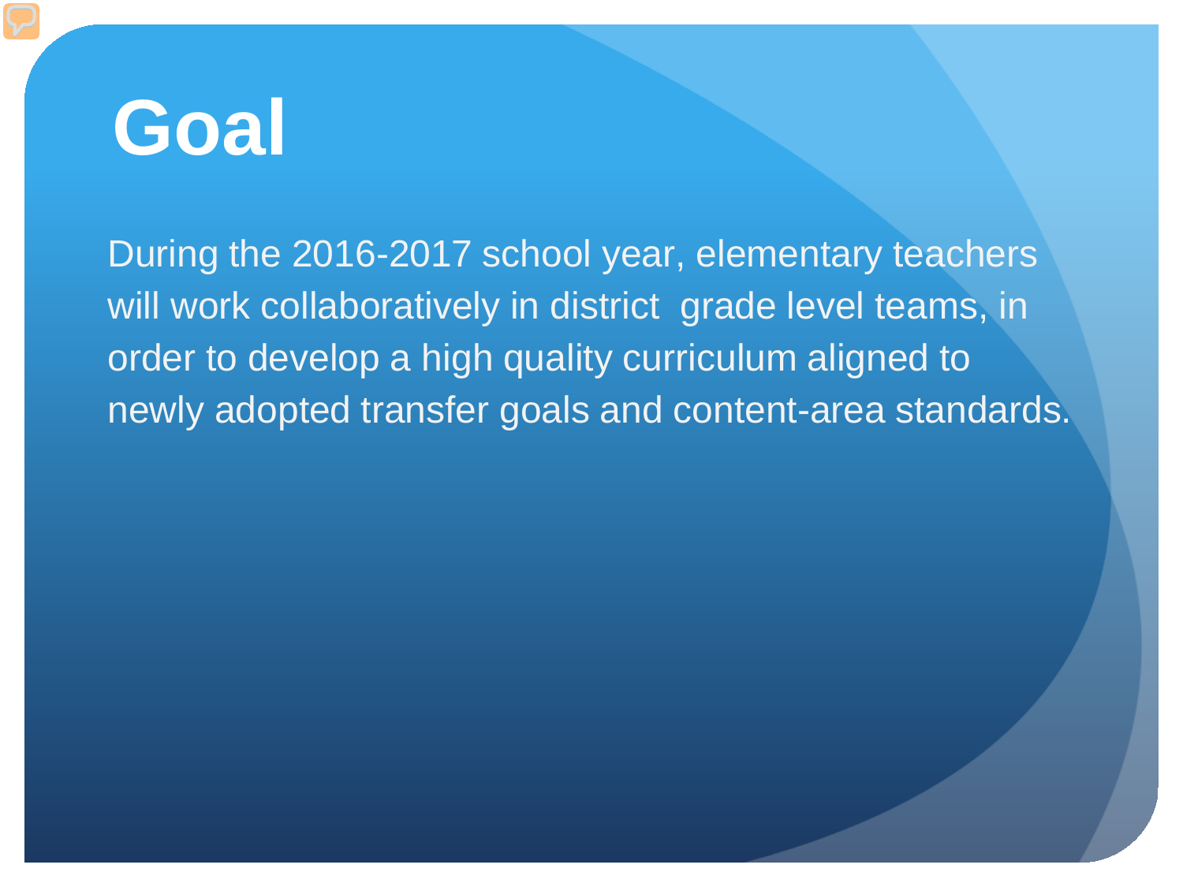# Goal

During the 2016-2017 school year, elementary teachers will work collaboratively in district grade level teams, in order to develop a high quality curriculum aligned to newly adopted transfer goals and content-area standards.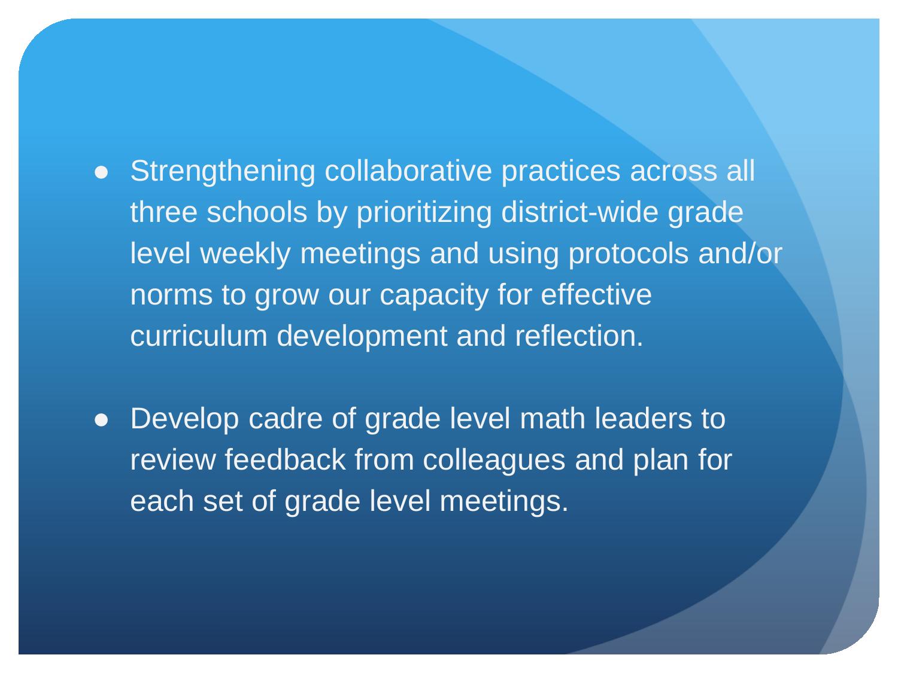- Strengthening collaborative practices across all three schools by prioritizing district-wide grade level weekly meetings and using protocols and/or norms to grow our capacity for effective curriculum development and reflection.
- Develop cadre of grade level math leaders to review feedback from colleagues and plan for each set of grade level meetings.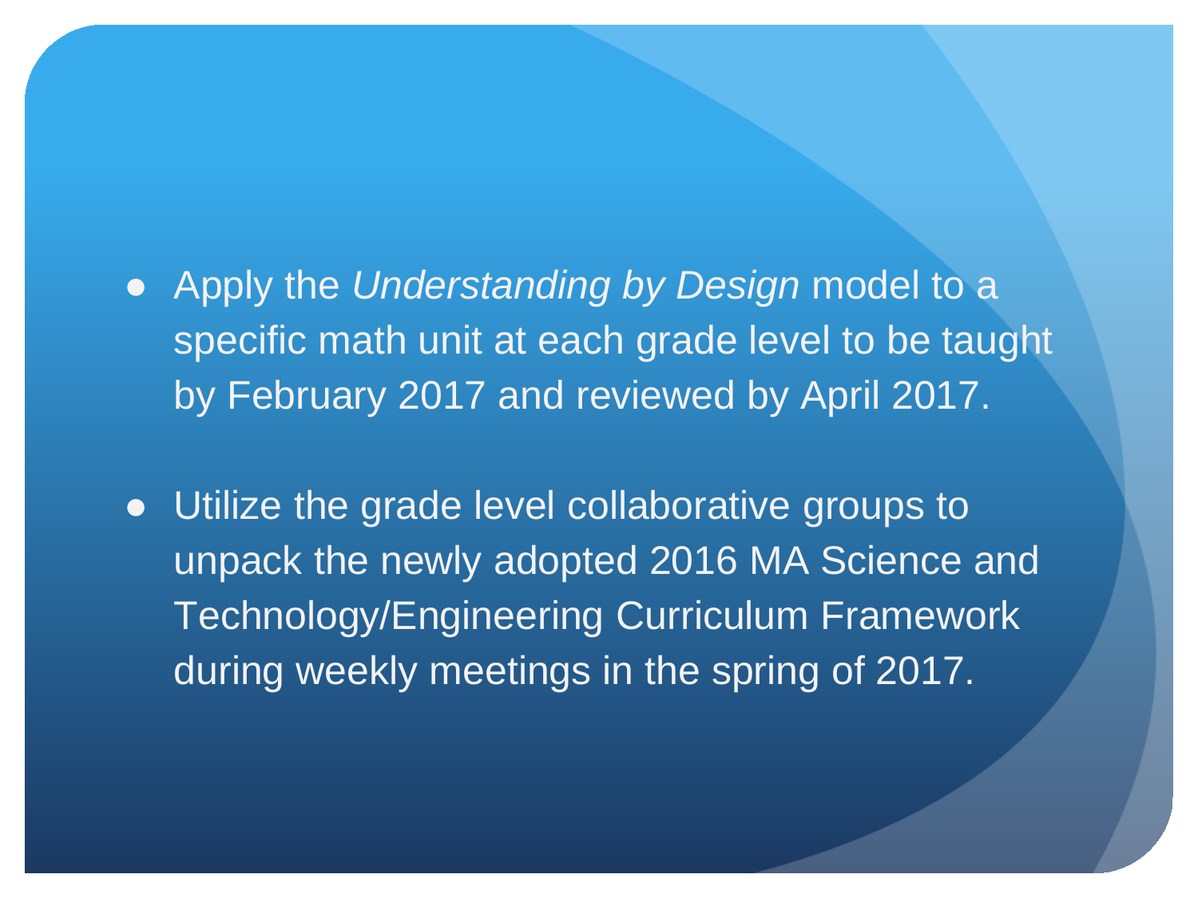- Apply the *Understanding by Design* model to a specific math unit at each grade level to be taught by February 2017 and reviewed by April 2017.

- Utilize the grade level collaborative groups to unpack the newly adopted 2016 MA Science and Technology/Engineering Curriculum Framework during weekly meetings in the spring of 2017.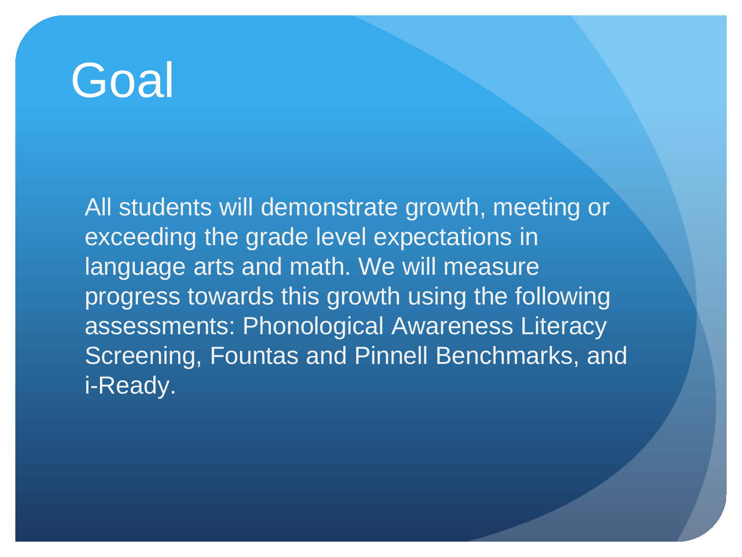# Goal

All students will demonstrate growth, meeting or exceeding the grade level expectations in language arts and math. We will measure progress towards this growth using the following assessments: Phonological Awareness Literacy Screening, Fountas and Pinnell Benchmarks, and i-Ready.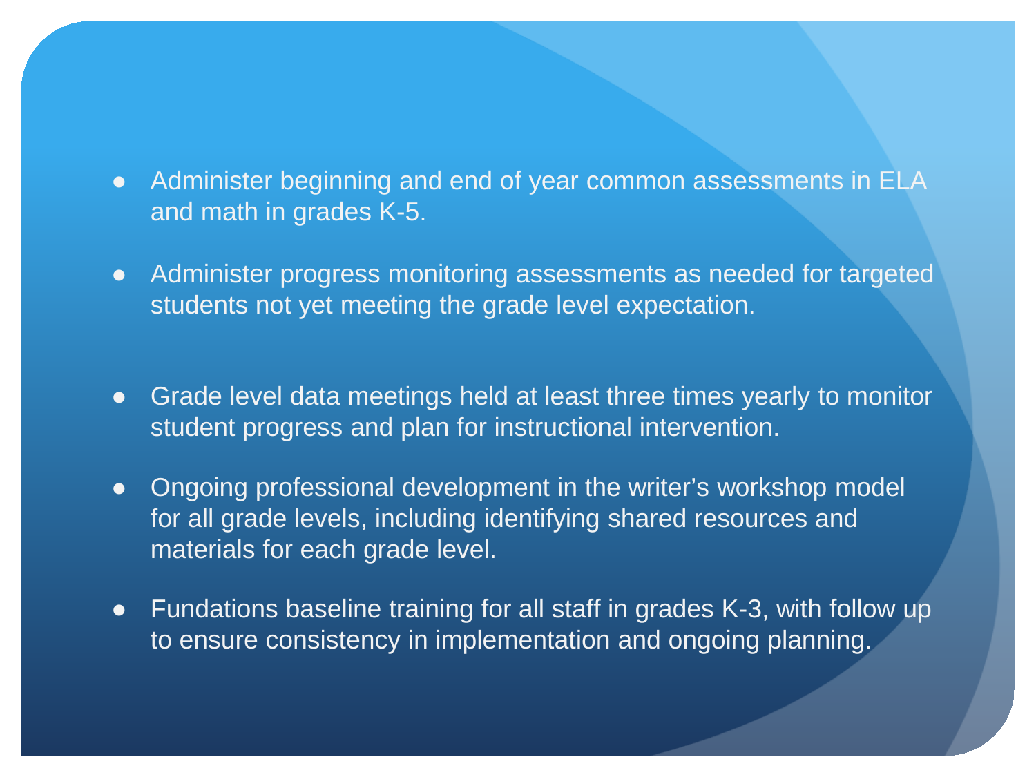- Administer beginning and end of year common assessments in ELA and math in grades K-5.
- Administer progress monitoring assessments as needed for targeted students not yet meeting the grade level expectation.
- Grade level data meetings held at least three times yearly to monitor student progress and plan for instructional intervention.
- Ongoing professional development in the writer's workshop model for all grade levels, including identifying shared resources and materials for each grade level.
- Fundations baseline training for all staff in grades K-3, with follow up to ensure consistency in implementation and ongoing planning.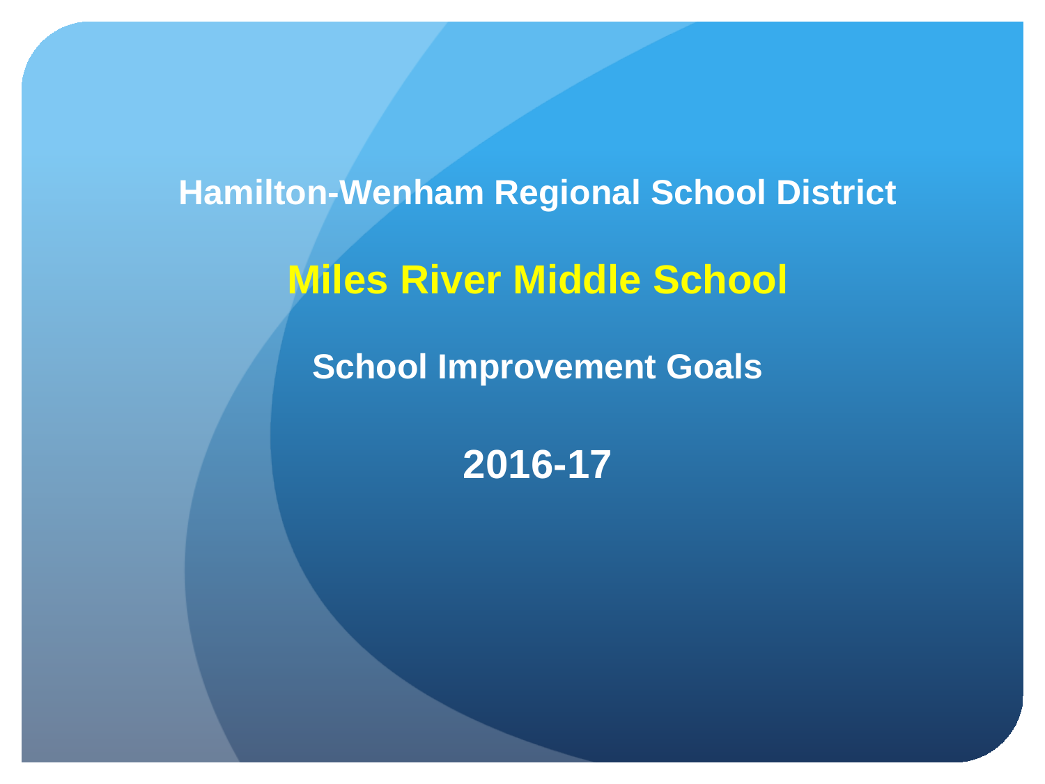# Hamilton-Wenham Regional School District

# Miles River Middle School

## School Improvement Goals

## 2016-17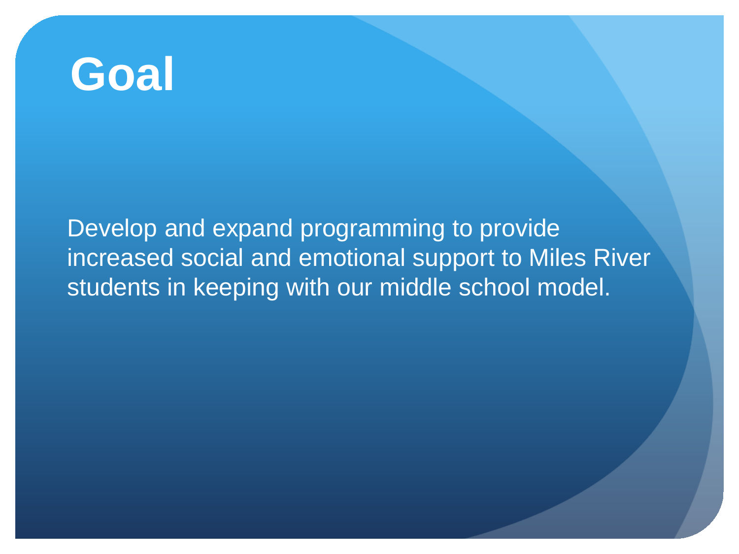# Goal

Develop and expand programming to provide increased social and emotional support to Miles River students in keeping with our middle school model.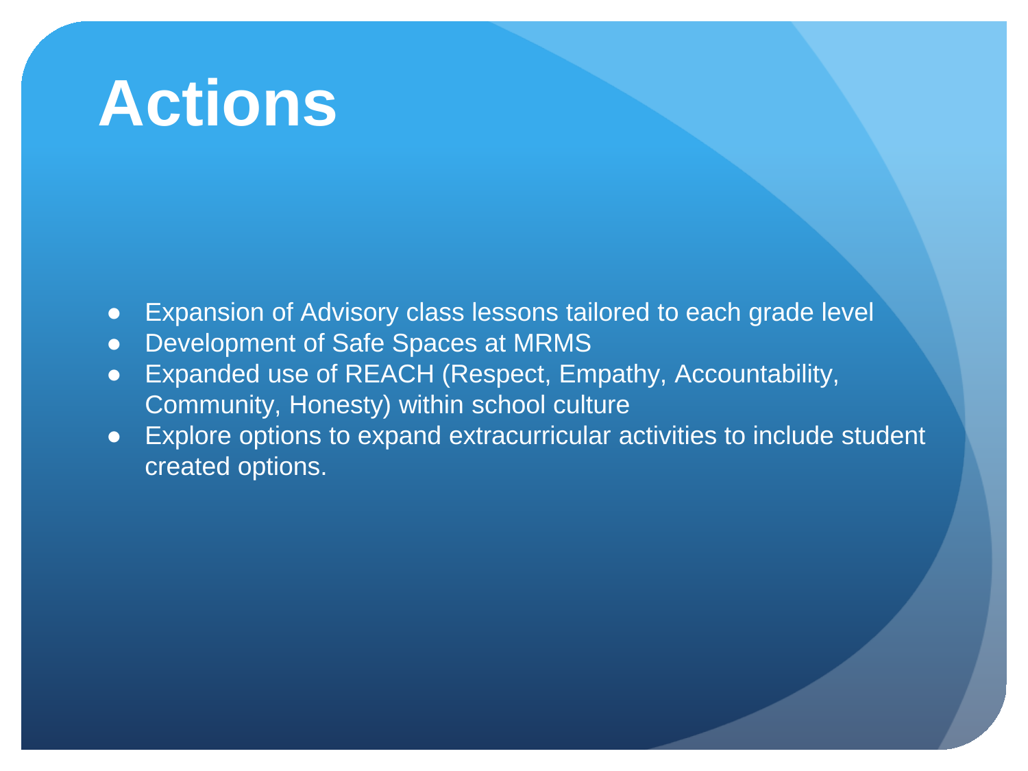# Actions

- Expansion of Advisory class lessons tailored to each grade level
- Development of Safe Spaces at MRMS
- Expanded use of REACH (Respect, Empathy, Accountability, Community, Honesty) within school culture
- Explore options to expand extracurricular activities to include student created options.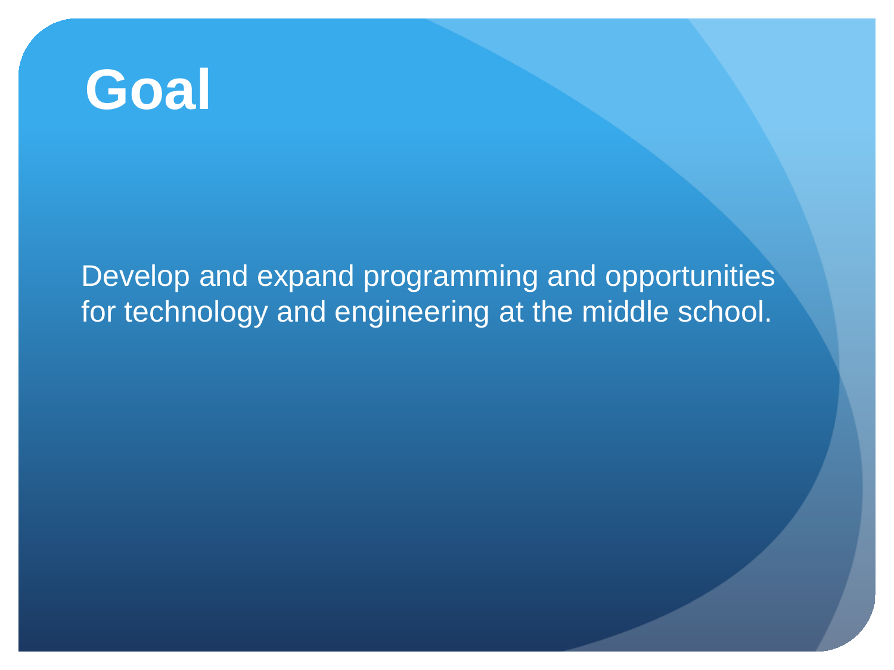# Goal

Develop and expand programming and opportunities for technology and engineering at the middle school.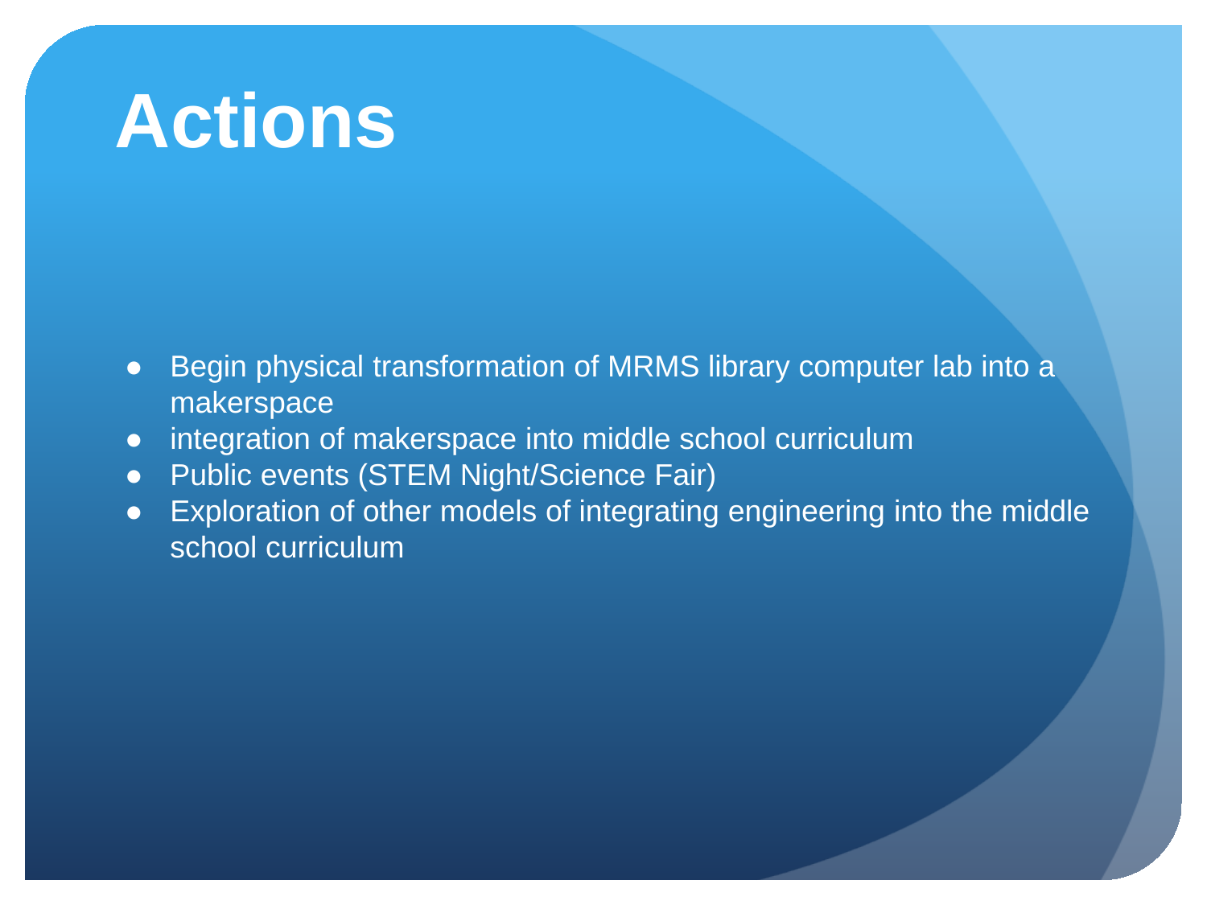# Actions

- Begin physical transformation of MRMS library computer lab into a makerspace
- integration of makerspace into middle school curriculum
- Public events (STEM Night/Science Fair)
- Exploration of other models of integrating engineering into the middle school curriculum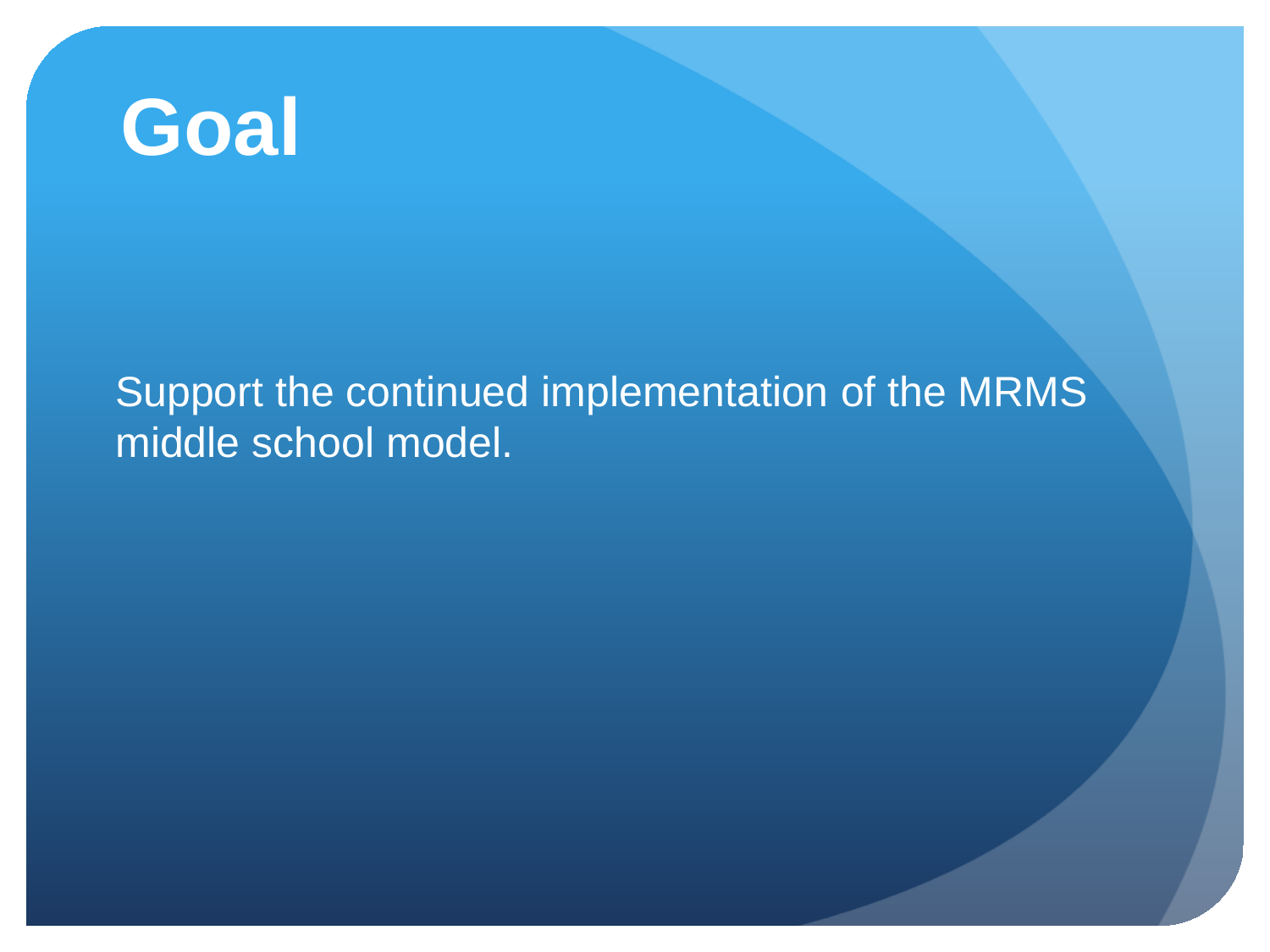# Goal

Support the continued implementation of the MRMS middle school model.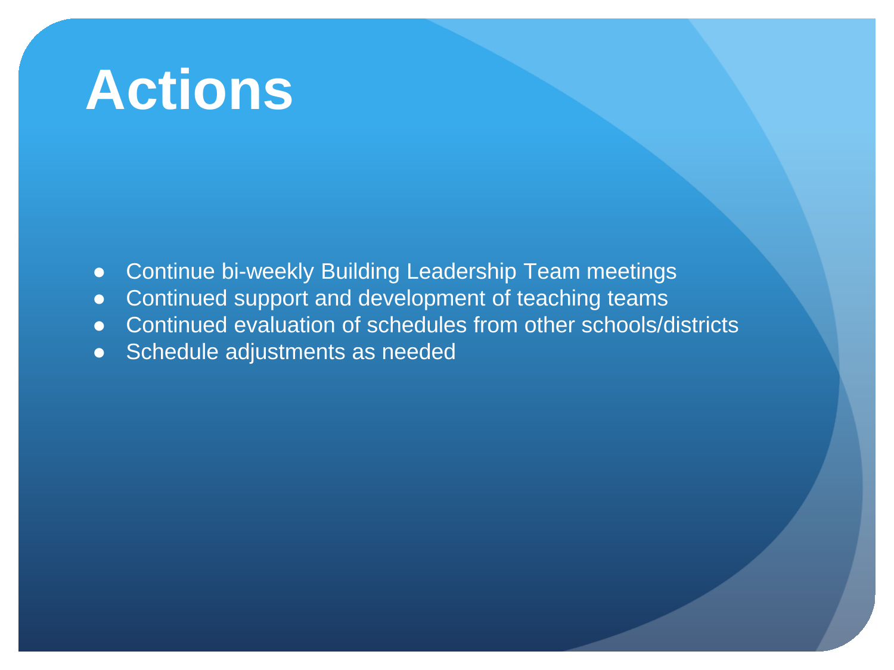# Actions

- Continue bi-weekly Building Leadership Team meetings
- Continued support and development of teaching teams
- Continued evaluation of schedules from other schools/districts
- Schedule adjustments as needed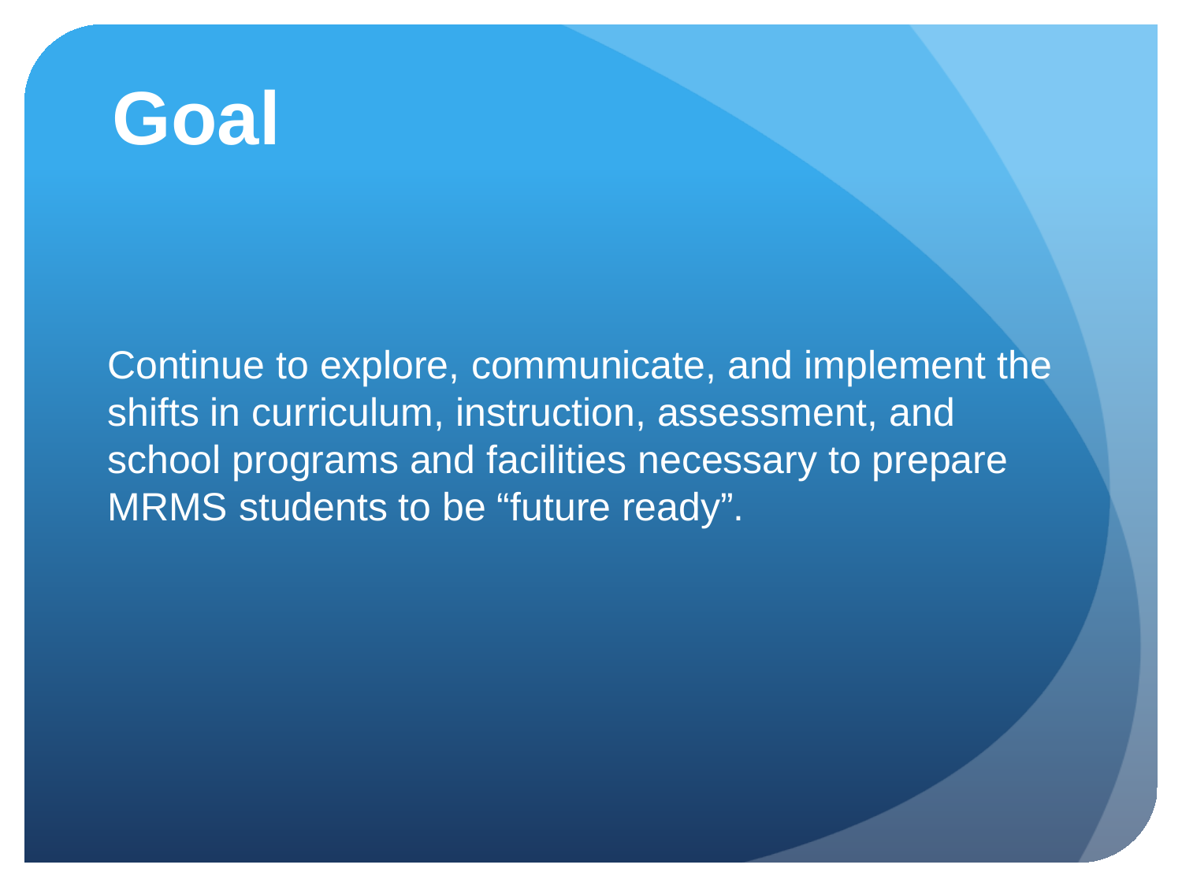# Goal

Continue to explore, communicate, and implement the shifts in curriculum, instruction, assessment, and school programs and facilities necessary to prepare MRMS students to be “future ready”.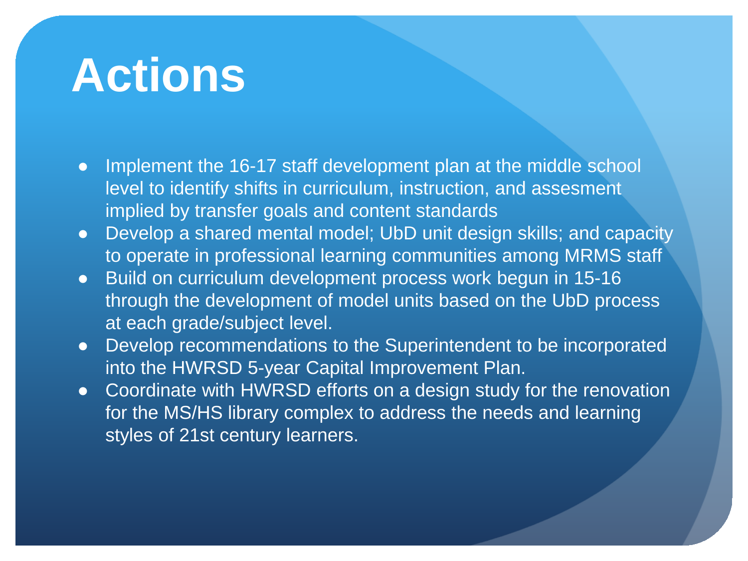# Actions

- Implement the 16-17 staff development plan at the middle school level to identify shifts in curriculum, instruction, and assesment implied by transfer goals and content standards
- Develop a shared mental model; UbD unit design skills; and capacity to operate in professional learning communities among MRMS staff
- Build on curriculum development process work begun in 15-16 through the development of model units based on the UbD process at each grade/subject level.
- Develop recommendations to the Superintendent to be incorporated into the HWRSD 5-year Capital Improvement Plan.
- Coordinate with HWRSD efforts on a design study for the renovation for the MS/HS library complex to address the needs and learning styles of 21st century learners.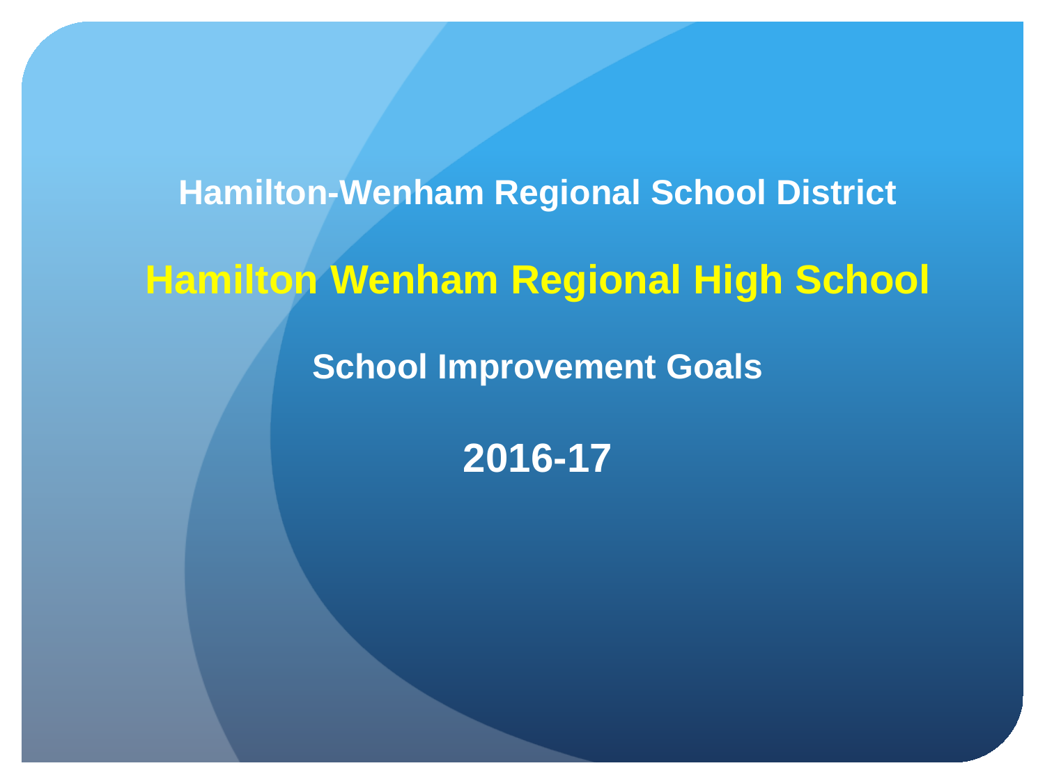# Hamilton-Wenham Regional School District

## Hamilton Wenham Regional High School

### School Improvement Goals

### 2016-17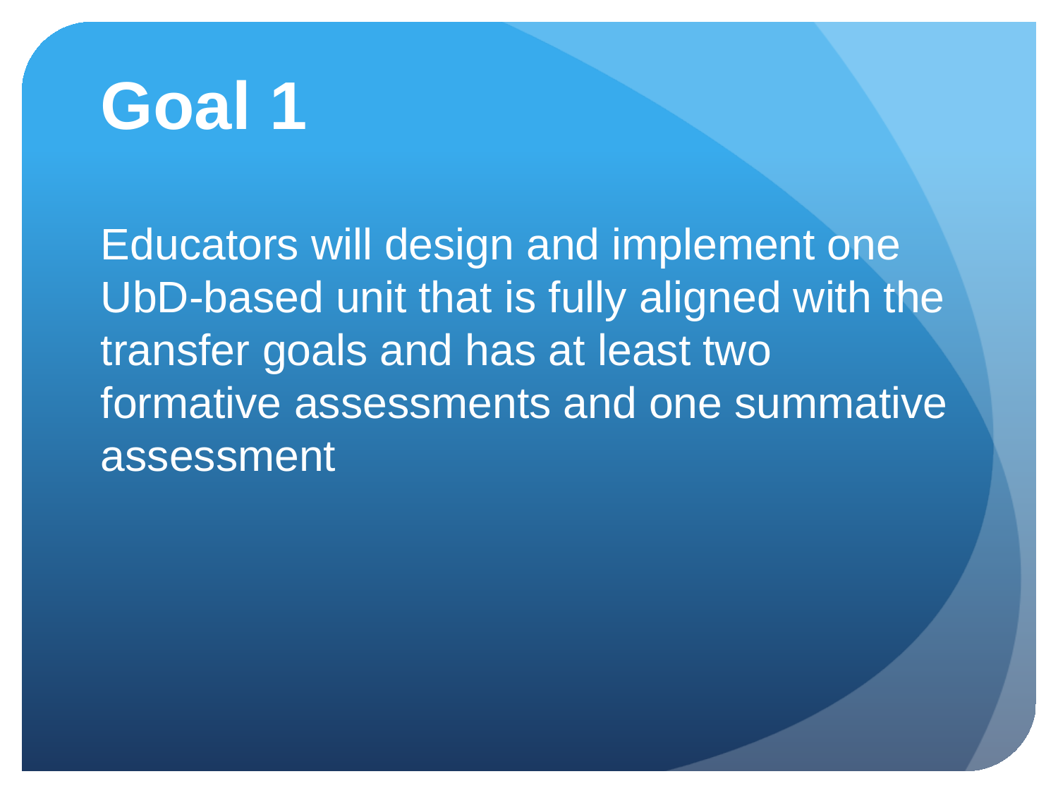# Goal 1

Educators will design and implement one UbD-based unit that is fully aligned with the transfer goals and has at least two formative assessments and one summative assessment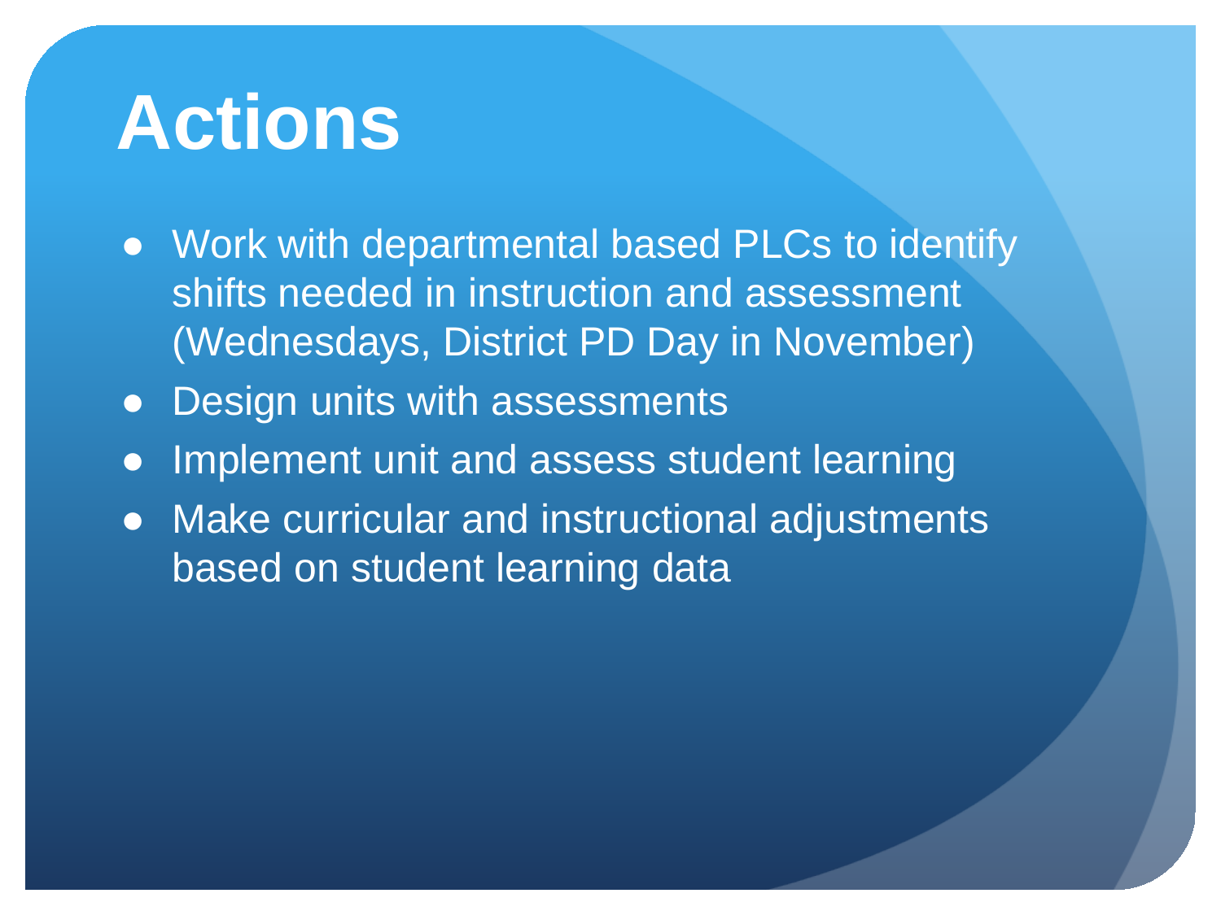# Actions

- Work with departmental based PLCs to identify shifts needed in instruction and assessment (Wednesdays, District PD Day in November)
- Design units with assessments
- Implement unit and assess student learning
- Make curricular and instructional adjustments based on student learning data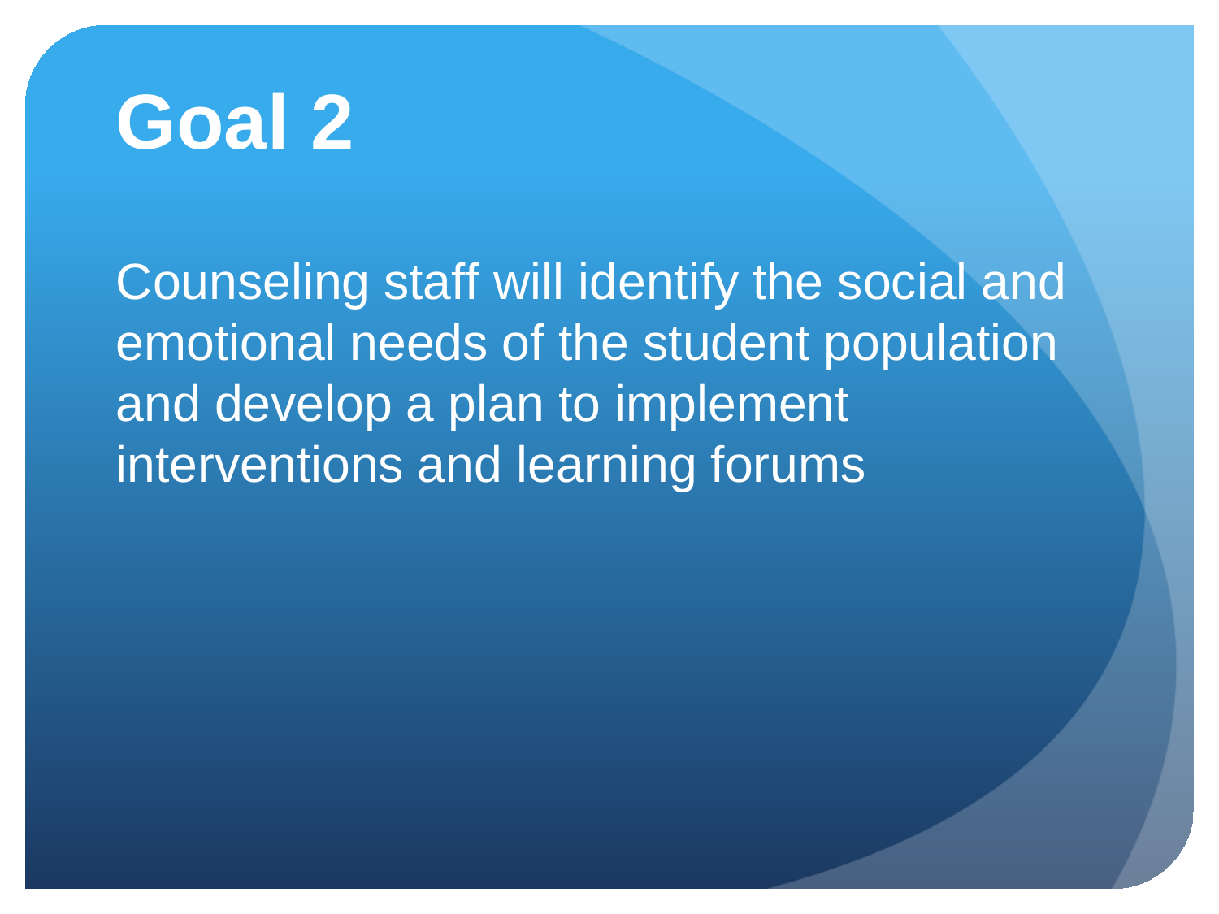# Goal 2

Counseling staff will identify the social and emotional needs of the student population and develop a plan to implement interventions and learning forums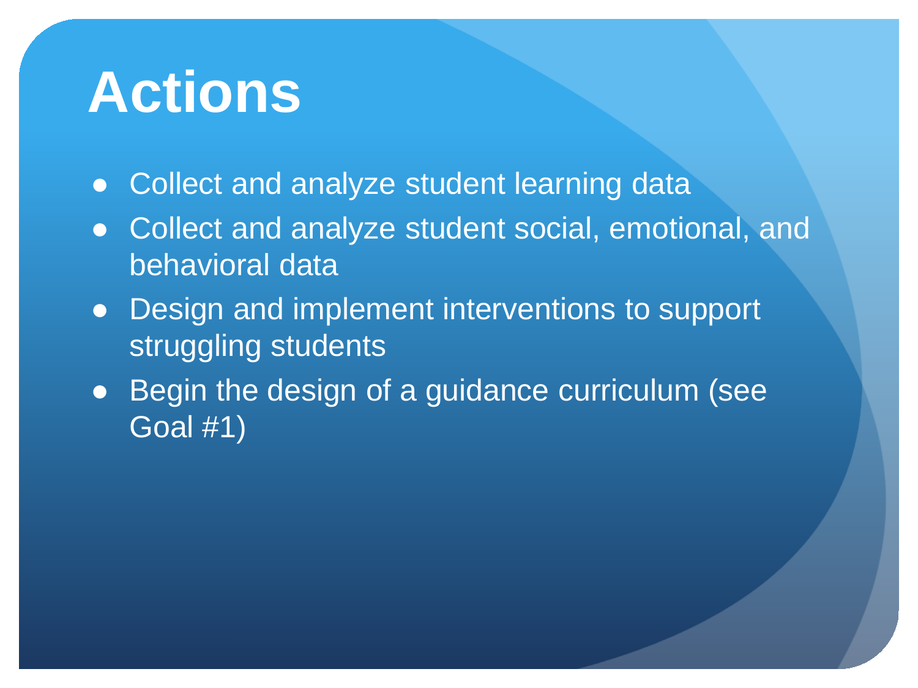# Actions

- Collect and analyze student learning data
- Collect and analyze student social, emotional, and behavioral data
- Design and implement interventions to support struggling students
- Begin the design of a guidance curriculum (see Goal #1)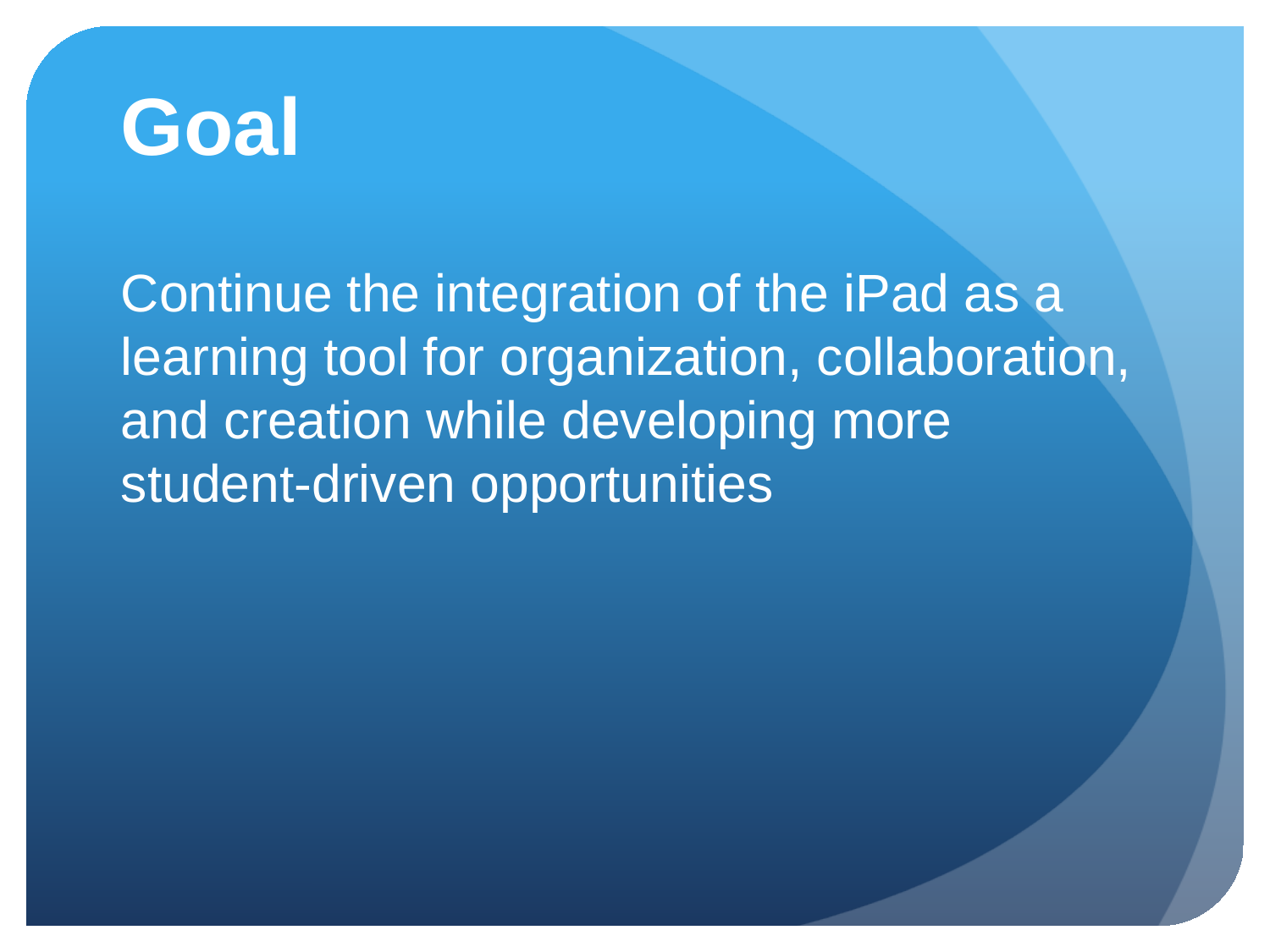# Goal

Continue the integration of the iPad as a learning tool for organization, collaboration, and creation while developing more student-driven opportunities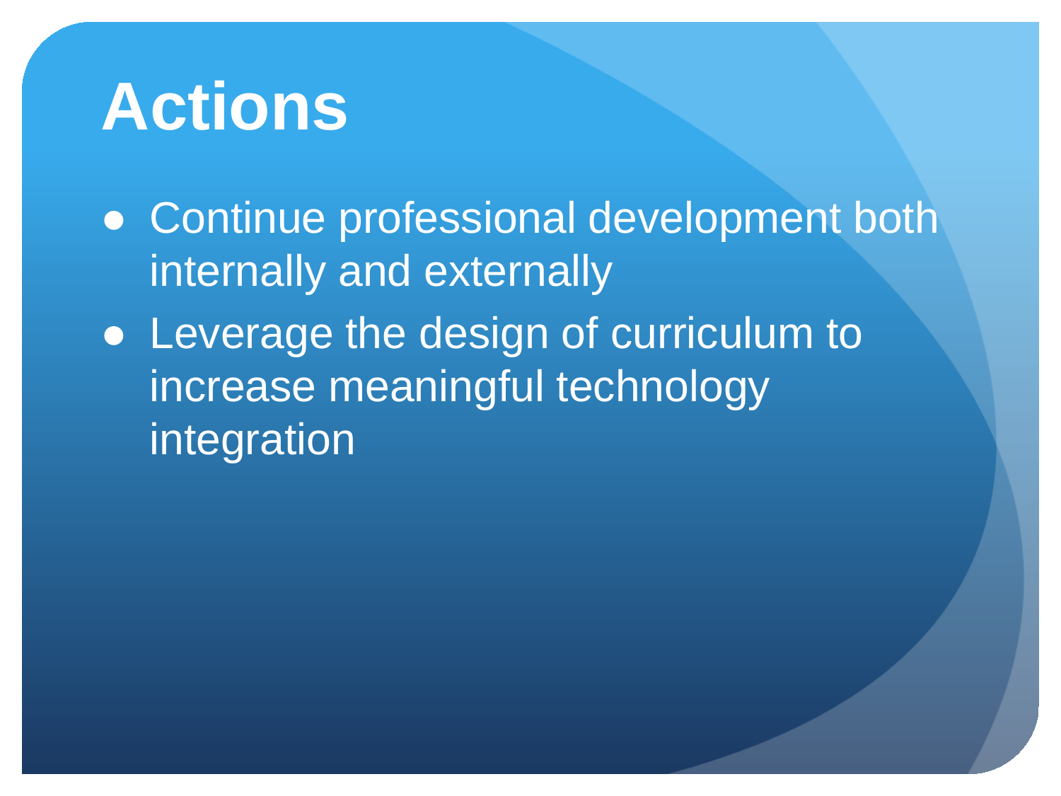# Actions

- Continue professional development both internally and externally
- Leverage the design of curriculum to increase meaningful technology integration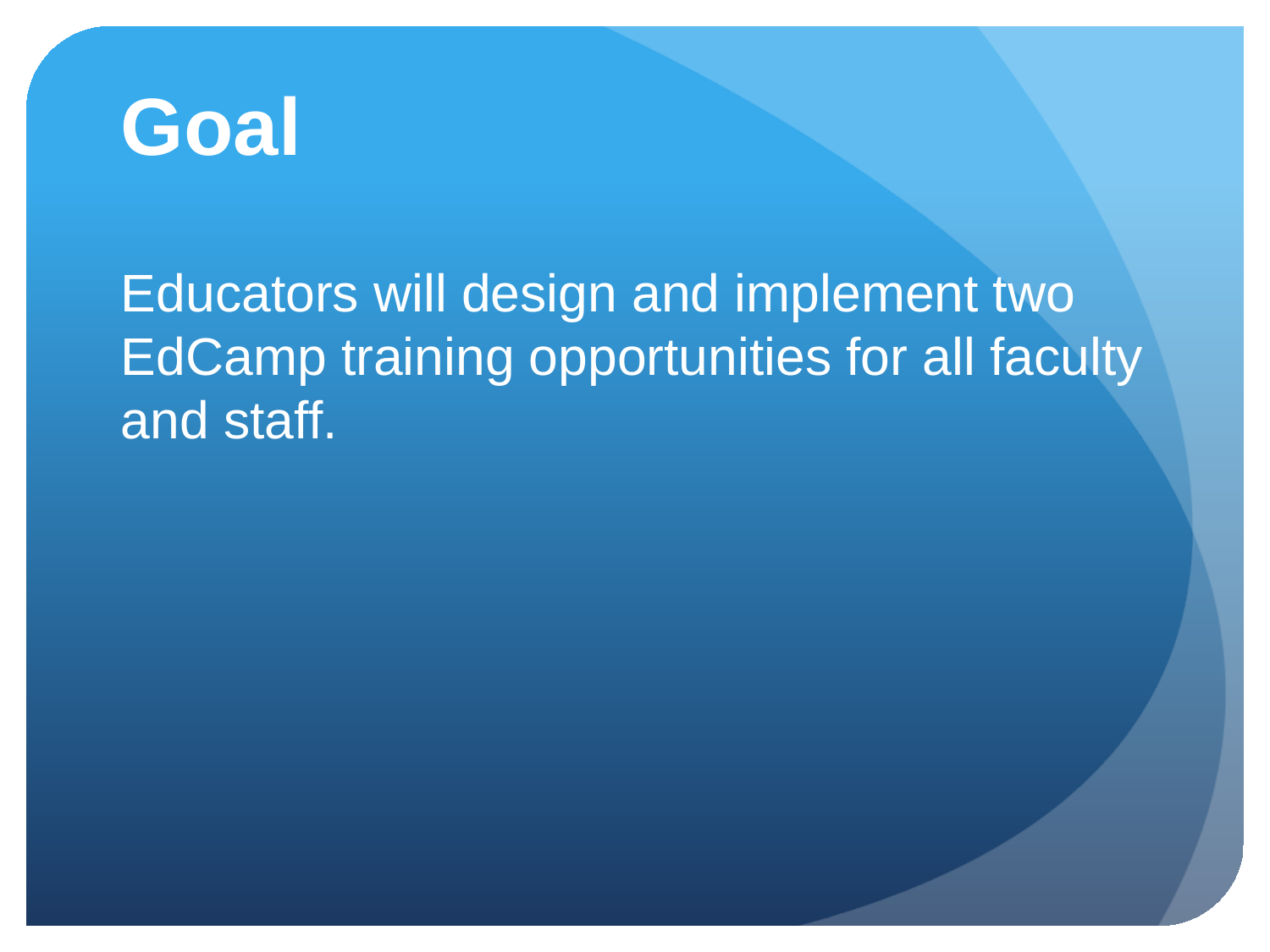# Goal

Educators will design and implement two EdCamp training opportunities for all faculty and staff.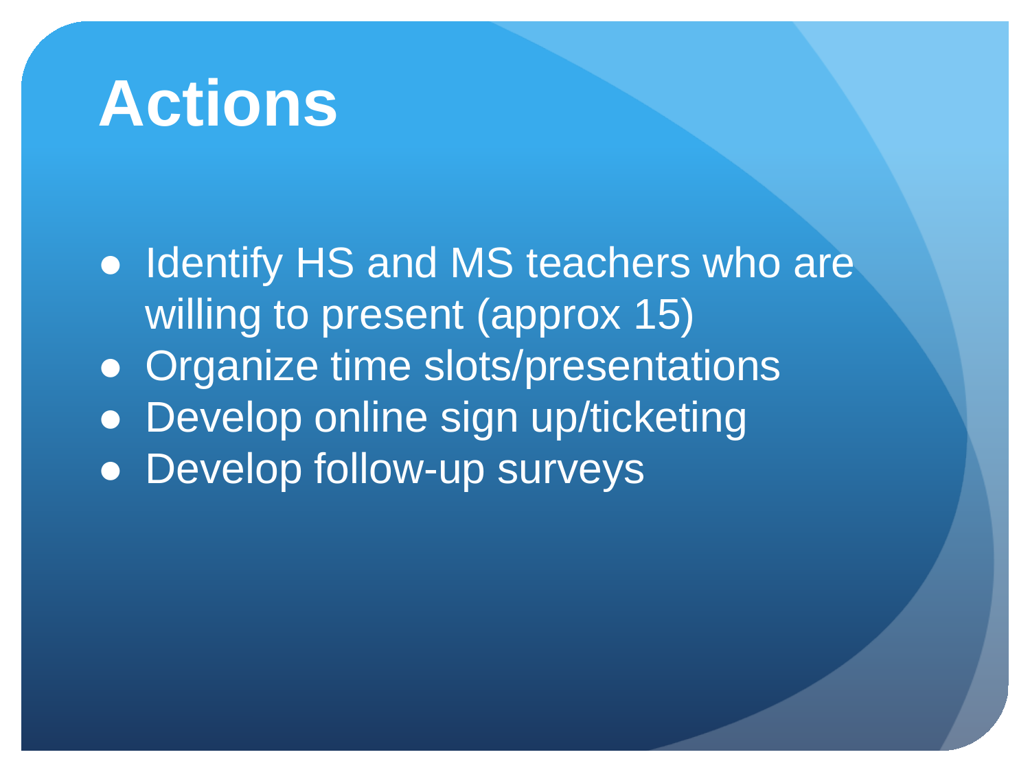# Actions

- Identify HS and MS teachers who are willing to present (approx 15)
- Organize time slots/presentations
- Develop online sign up/ticketing
- Develop follow-up surveys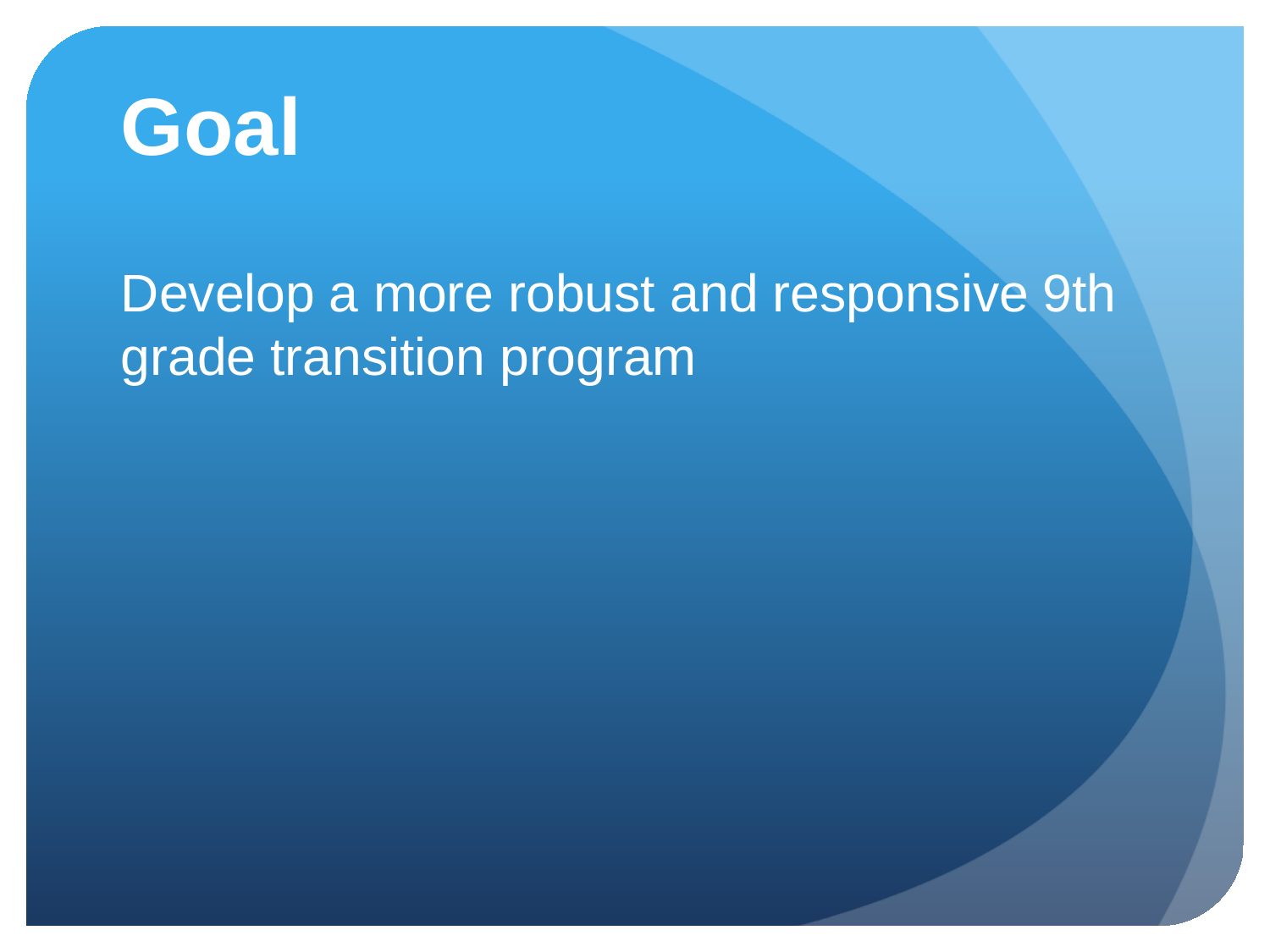# Goal

Develop a more robust and responsive 9th grade transition program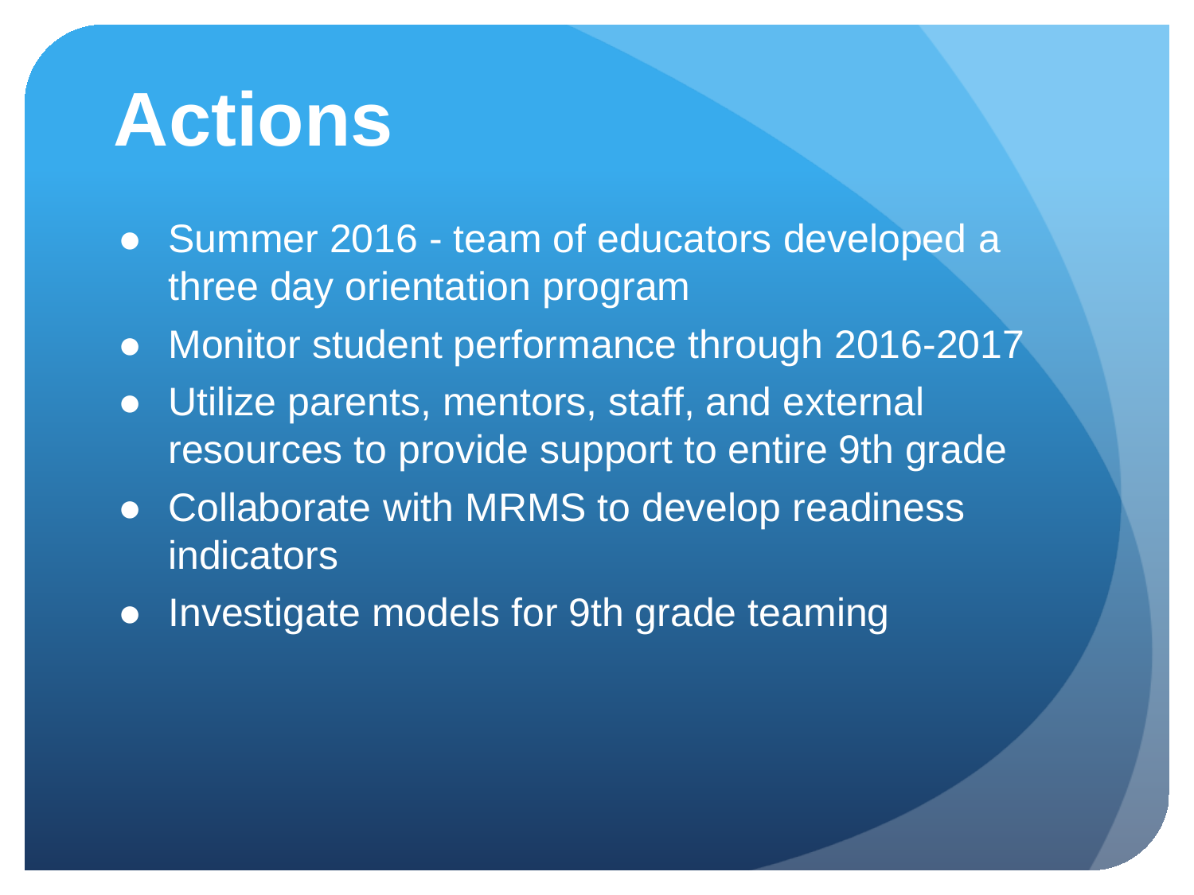# Actions

- Summer 2016 - team of educators developed a three day orientation program
- Monitor student performance through 2016-2017
- Utilize parents, mentors, staff, and external resources to provide support to entire 9th grade
- Collaborate with MRMS to develop readiness indicators
- Investigate models for 9th grade teaming